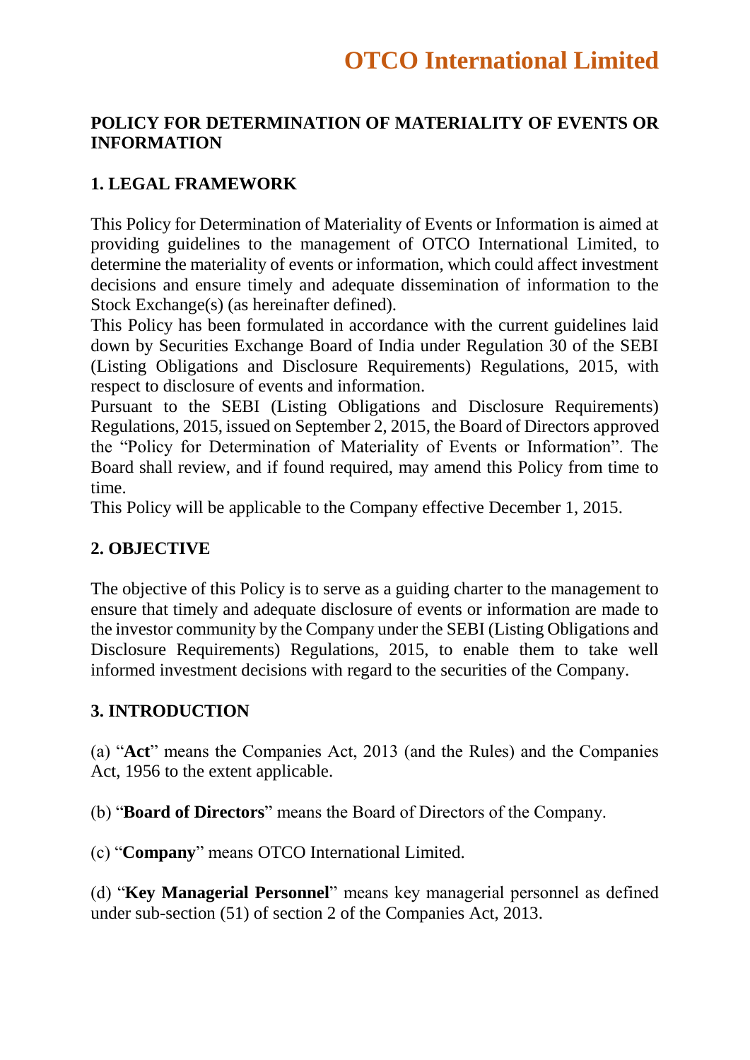# OTCO International Limited

## POLICY FOR DETERMINATION OF MATERIALITY OF EVENTS OR INFORMATION

### 1. LEGAL FRAMEWORK

This Policy for Determination of Materiality of Events or Information is aimed at providing guidelines to the management of OTCO International Limited, to determine the materiality of events or information, which could affect investment decisions and ensure timely and adequate dissemination of information to the Stock Exchange(s) (as hereinafter defined).

This Policy has been formulated in accordance with the current guidelines laid down by Securities Exchange Board of India under Regulation 30 of the SEBI (Listing Obligations and Disclosure Requirements) Regulations, 2015, with respect to disclosure of events and information.

Pursuant to the SEBI (Listing Obligations and Disclosure Requirements) Regulations, 2015, issued on September 2, 2015, the Board of Directors approved the "Policy for Determination of Materiality of Events or Information". The Board shall review, and if found required, may amend this Policy from time to time.

This Policy will be applicable to the Company effective December 1, 2015.

### 2. OBJECTIVE

The objective of this Policy is to serve as a guiding charter to the management to ensure that timely and adequate disclosure of events or information are made to the investor community by the Company under the SEBI (Listing Obligations and Disclosure Requirements) Regulations, 2015, to enable them to take well informed investment decisions with regard to the securities of the Company.

### 3. INTRODUCTION

(a) "**Act**" means the Companies Act, 2013 (and the Rules) and the Companies Act, 1956 to the extent applicable.

(b) "**Board of Directors**" means the Board of Directors of the Company.

(c) "**Company**" means OTCO International Limited.

(d) "**Key Managerial Personnel**" means key managerial personnel as defined under sub-section (51) of section 2 of the Companies Act, 2013.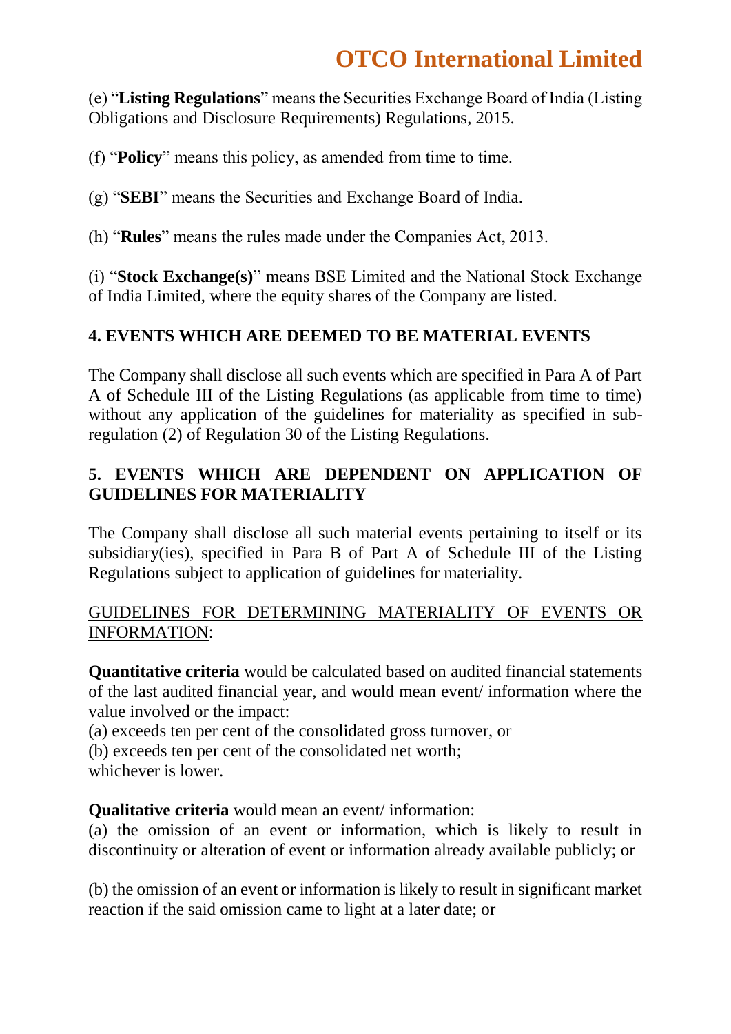(e) "**Listing Regulations**" means the Securities Exchange Board of India (Listing Obligations and Disclosure Requirements) Regulations, 2015.

(f) "**Policy**" means this policy, as amended from time to time.

(g) "**SEBI**" means the Securities and Exchange Board of India.

(h) "**Rules**" means the rules made under the Companies Act, 2013.

(i) "**Stock Exchange(s)**" means BSE Limited and the National Stock Exchange of India Limited, where the equity shares of the Company are listed.

## 4. EVENTS WHICH ARE DEEMED TO BE MATERIAL EVENTS

The Company shall disclose all such events which are specified in Para A of Part A of Schedule III of the Listing Regulations (as applicable from time to time) without any application of the guidelines for materiality as specified in sub-regulation (2) of Regulation 30 of the Listing Regulations.

## 5. EVENTS WHICH ARE DEPENDENT ON APPLICATION OF GUIDELINES FOR MATERIALITY

The Company shall disclose all such material events pertaining to itself or its subsidiary(ies), specified in Para B of Part A of Schedule III of the Listing Regulations subject to application of guidelines for materiality.

GUIDELINES FOR DETERMINING MATERIALITY OF EVENTS OR INFORMATION:

**Quantitative criteria** would be calculated based on audited financial statements of the last audited financial year, and would mean event/ information where the value involved or the impact:
(a) exceeds ten per cent of the consolidated gross turnover, or
(b) exceeds ten per cent of the consolidated net worth;
whichever is lower.

**Qualitative criteria** would mean an event/ information:
(a) the omission of an event or information, which is likely to result in discontinuity or alteration of event or information already available publicly; or

(b) the omission of an event or information is likely to result in significant market reaction if the said omission came to light at a later date; or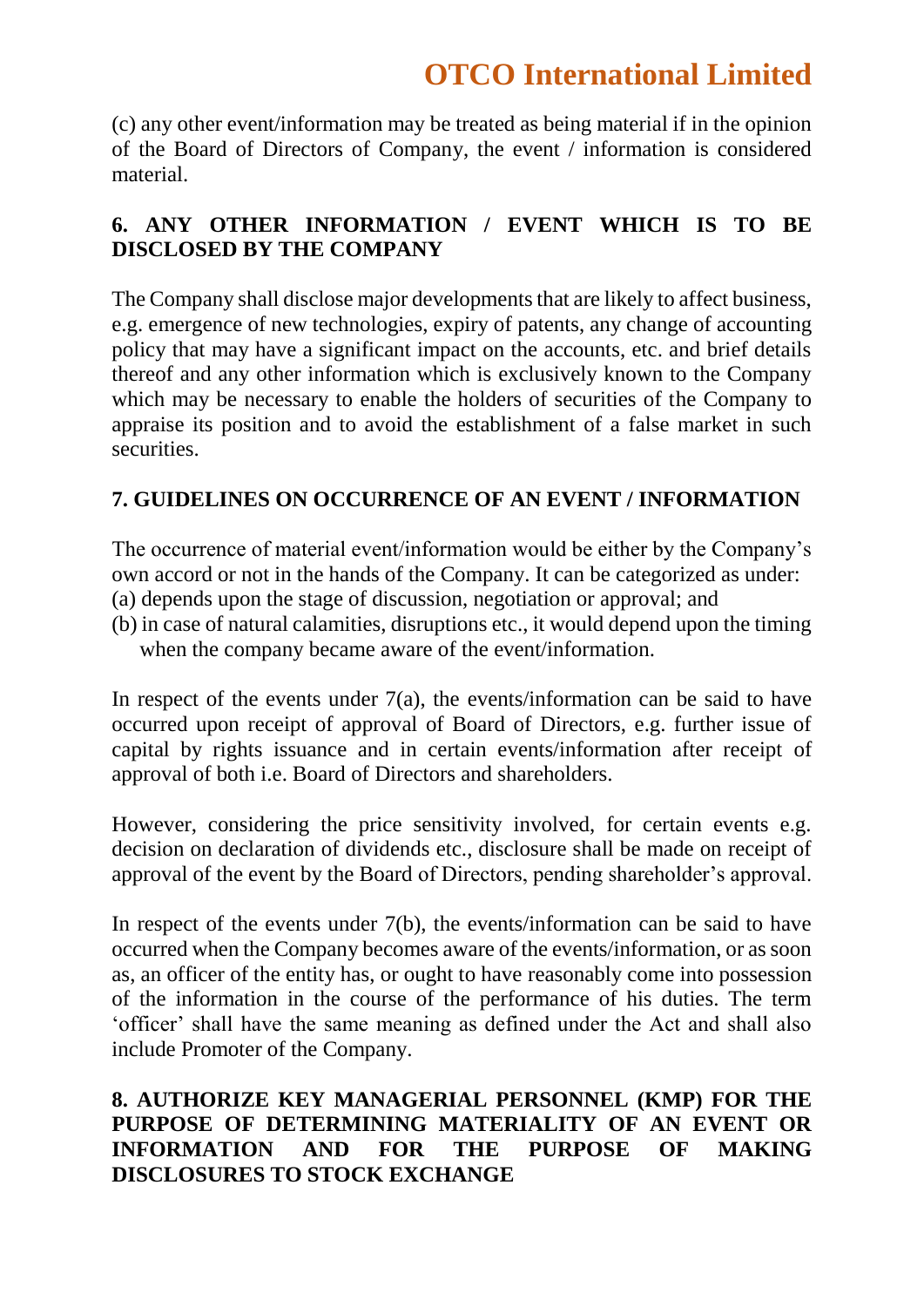(c) any other event/information may be treated as being material if in the opinion of the Board of Directors of Company, the event / information is considered material.

## 6. ANY OTHER INFORMATION / EVENT WHICH IS TO BE DISCLOSED BY THE COMPANY

The Company shall disclose major developments that are likely to affect business, e.g. emergence of new technologies, expiry of patents, any change of accounting policy that may have a significant impact on the accounts, etc. and brief details thereof and any other information which is exclusively known to the Company which may be necessary to enable the holders of securities of the Company to appraise its position and to avoid the establishment of a false market in such securities.

## 7. GUIDELINES ON OCCURRENCE OF AN EVENT / INFORMATION

The occurrence of material event/information would be either by the Company's own accord or not in the hands of the Company. It can be categorized as under:

(a) depends upon the stage of discussion, negotiation or approval; and

(b) in case of natural calamities, disruptions etc., it would depend upon the timing when the company became aware of the event/information.

In respect of the events under 7(a), the events/information can be said to have occurred upon receipt of approval of Board of Directors, e.g. further issue of capital by rights issuance and in certain events/information after receipt of approval of both i.e. Board of Directors and shareholders.

However, considering the price sensitivity involved, for certain events e.g. decision on declaration of dividends etc., disclosure shall be made on receipt of approval of the event by the Board of Directors, pending shareholder's approval.

In respect of the events under 7(b), the events/information can be said to have occurred when the Company becomes aware of the events/information, or as soon as, an officer of the entity has, or ought to have reasonably come into possession of the information in the course of the performance of his duties. The term 'officer' shall have the same meaning as defined under the Act and shall also include Promoter of the Company.

## 8. AUTHORIZE KEY MANAGERIAL PERSONNEL (KMP) FOR THE PURPOSE OF DETERMINING MATERIALITY OF AN EVENT OR INFORMATION AND FOR THE PURPOSE OF MAKING DISCLOSURES TO STOCK EXCHANGE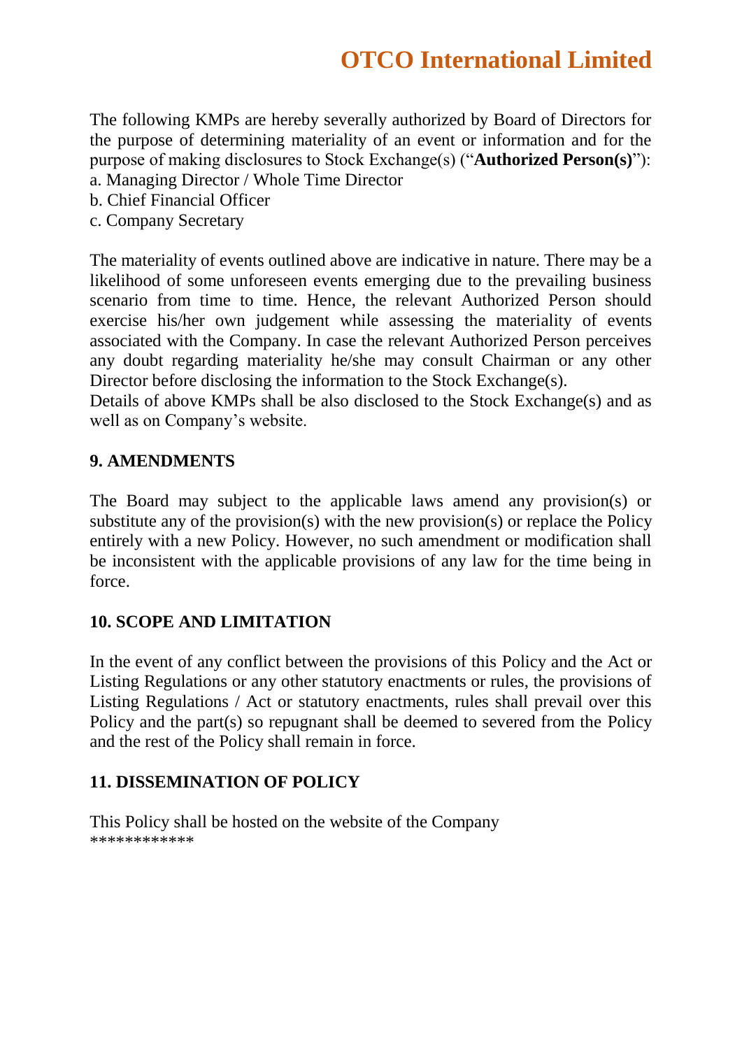The following KMPs are hereby severally authorized by Board of Directors for the purpose of determining materiality of an event or information and for the purpose of making disclosures to Stock Exchange(s) ("**Authorized Person(s)**"):

a. Managing Director / Whole Time Director
b. Chief Financial Officer
c. Company Secretary

The materiality of events outlined above are indicative in nature. There may be a likelihood of some unforeseen events emerging due to the prevailing business scenario from time to time. Hence, the relevant Authorized Person should exercise his/her own judgement while assessing the materiality of events associated with the Company. In case the relevant Authorized Person perceives any doubt regarding materiality he/she may consult Chairman or any other Director before disclosing the information to the Stock Exchange(s).
Details of above KMPs shall be also disclosed to the Stock Exchange(s) and as well as on Company's website.

## 9. AMENDMENTS

The Board may subject to the applicable laws amend any provision(s) or substitute any of the provision(s) with the new provision(s) or replace the Policy entirely with a new Policy. However, no such amendment or modification shall be inconsistent with the applicable provisions of any law for the time being in force.

## 10. SCOPE AND LIMITATION

In the event of any conflict between the provisions of this Policy and the Act or Listing Regulations or any other statutory enactments or rules, the provisions of Listing Regulations / Act or statutory enactments, rules shall prevail over this Policy and the part(s) so repugnant shall be deemed to severed from the Policy and the rest of the Policy shall remain in force.

## 11. DISSEMINATION OF POLICY

This Policy shall be hosted on the website of the Company
************